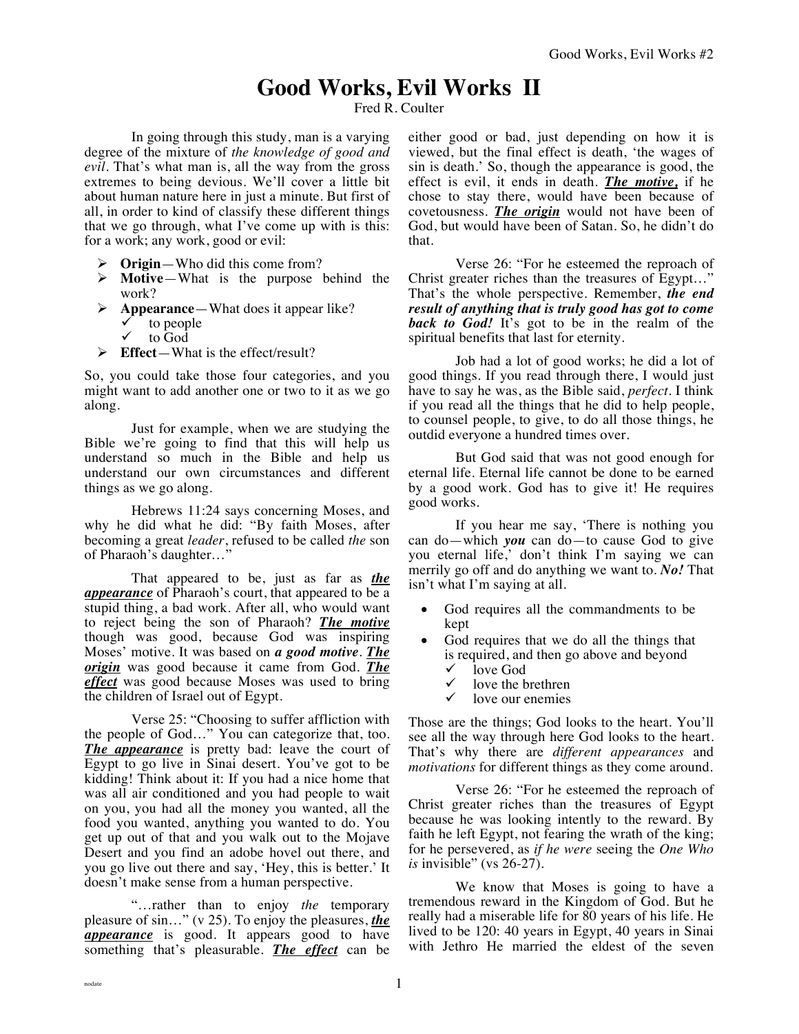# Good Works, Evil Works II

Fred R. Coulter

In going through this study, man is a varying degree of the mixture of *the knowledge of good and evil*. That's what man is, all the way from the gross extremes to being devious. We'll cover a little bit about human nature here in just a minute. But first of all, in order to kind of classify these different things that we go through, what I've come up with is this: for a work; any work, good or evil:

- **Origin**—Who did this come from?
- **Motive**—What is the purpose behind the work?
- **Appearance**—What does it appear like?
  - ✓ to people
  - ✓ to God
- **Effect**—What is the effect/result?

So, you could take those four categories, and you might want to add another one or two to it as we go along.

Just for example, when we are studying the Bible we're going to find that this will help us understand so much in the Bible and help us understand our own circumstances and different things as we go along.

Hebrews 11:24 says concerning Moses, and why he did what he did: "By faith Moses, after becoming a great *leader*, refused to be called *the* son of Pharaoh's daughter…"

That appeared to be, just as far as ***the appearance*** of Pharaoh's court, that appeared to be a stupid thing, a bad work. After all, who would want to reject being the son of Pharaoh? ***The motive*** though was good, because God was inspiring Moses' motive. It was based on ***a good motive***. ***The origin*** was good because it came from God. ***The effect*** was good because Moses was used to bring the children of Israel out of Egypt.

Verse 25: "Choosing to suffer affliction with the people of God…" You can categorize that, too. ***The appearance*** is pretty bad: leave the court of Egypt to go live in Sinai desert. You've got to be kidding! Think about it: If you had a nice home that was all air conditioned and you had people to wait on you, you had all the money you wanted, all the food you wanted, anything you wanted to do. You get up out of that and you walk out to the Mojave Desert and you find an adobe hovel out there, and you go live out there and say, 'Hey, this is better.' It doesn't make sense from a human perspective.

"…rather than to enjoy *the* temporary pleasure of sin…" (v 25). To enjoy the pleasures, ***the appearance*** is good. It appears good to have something that's pleasurable. ***The effect*** can be either good or bad, just depending on how it is viewed, but the final effect is death, 'the wages of sin is death.' So, though the appearance is good, the effect is evil, it ends in death. ***The motive,*** if he chose to stay there, would have been because of covetousness. ***The origin*** would not have been of God, but would have been of Satan. So, he didn't do that.

Verse 26: "For he esteemed the reproach of Christ greater riches than the treasures of Egypt…" That's the whole perspective. Remember, ***the end result of anything that is truly good has got to come back to God!*** It's got to be in the realm of the spiritual benefits that last for eternity.

Job had a lot of good works; he did a lot of good things. If you read through there, I would just have to say he was, as the Bible said, *perfect*. I think if you read all the things that he did to help people, to counsel people, to give, to do all those things, he outdid everyone a hundred times over.

But God said that was not good enough for eternal life. Eternal life cannot be done to be earned by a good work. God has to give it! He requires good works.

If you hear me say, 'There is nothing you can do—which ***you*** can do—to cause God to give you eternal life,' don't think I'm saying we can merrily go off and do anything we want to. ***No!*** That isn't what I'm saying at all.

- God requires all the commandments to be kept
- God requires that we do all the things that is required, and then go above and beyond
  - ✓ love God
  - ✓ love the brethren
  - ✓ love our enemies

Those are the things; God looks to the heart. You'll see all the way through here God looks to the heart. That's why there are *different appearances* and *motivations* for different things as they come around.

Verse 26: "For he esteemed the reproach of Christ greater riches than the treasures of Egypt because he was looking intently to the reward. By faith he left Egypt, not fearing the wrath of the king; for he persevered, as *if he were* seeing the *One Who is* invisible" (vs 26-27).

We know that Moses is going to have a tremendous reward in the Kingdom of God. But he really had a miserable life for 80 years of his life. He lived to be 120: 40 years in Egypt, 40 years in Sinai with Jethro He married the eldest of the seven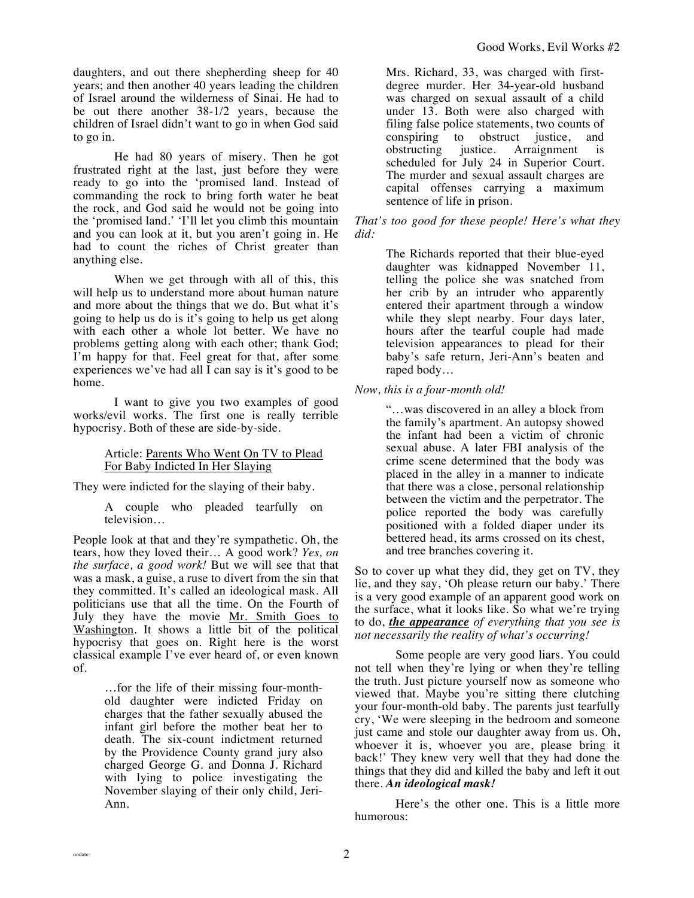daughters, and out there shepherding sheep for 40 years; and then another 40 years leading the children of Israel around the wilderness of Sinai. He had to be out there another 38-1/2 years, because the children of Israel didn't want to go in when God said to go in.

He had 80 years of misery. Then he got frustrated right at the last, just before they were ready to go into the 'promised land. Instead of commanding the rock to bring forth water he beat the rock, and God said he would not be going into the 'promised land.' 'I'll let you climb this mountain and you can look at it, but you aren't going in. He had to count the riches of Christ greater than anything else.

When we get through with all of this, this will help us to understand more about human nature and more about the things that we do. But what it's going to help us do is it's going to help us get along with each other a whole lot better. We have no problems getting along with each other; thank God; I'm happy for that. Feel great for that, after some experiences we've had all I can say is it's good to be home.

I want to give you two examples of good works/evil works. The first one is really terrible hypocrisy. Both of these are side-by-side.

> Article: Parents Who Went On TV to Plead For Baby Indicted In Her Slaying

They were indicted for the slaying of their baby.

> A couple who pleaded tearfully on television…

People look at that and they're sympathetic. Oh, the tears, how they loved their… A good work? *Yes, on the surface, a good work!* But we will see that that was a mask, a guise, a ruse to divert from the sin that they committed. It's called an ideological mask. All politicians use that all the time. On the Fourth of July they have the movie Mr. Smith Goes to Washington. It shows a little bit of the political hypocrisy that goes on. Right here is the worst classical example I've ever heard of, or even known of.

> …for the life of their missing four-month-old daughter were indicted Friday on charges that the father sexually abused the infant girl before the mother beat her to death. The six-count indictment returned by the Providence County grand jury also charged George G. and Donna J. Richard with lying to police investigating the November slaying of their only child, Jeri-Ann.
>
> Mrs. Richard, 33, was charged with first-degree murder. Her 34-year-old husband was charged on sexual assault of a child under 13. Both were also charged with filing false police statements, two counts of conspiring to obstruct justice, and obstructing justice. Arraignment is scheduled for July 24 in Superior Court. The murder and sexual assault charges are capital offenses carrying a maximum sentence of life in prison.

*That's too good for these people! Here's what they did:*

> The Richards reported that their blue-eyed daughter was kidnapped November 11, telling the police she was snatched from her crib by an intruder who apparently entered their apartment through a window while they slept nearby. Four days later, hours after the tearful couple had made television appearances to plead for their baby's safe return, Jeri-Ann's beaten and raped body…

*Now, this is a four-month old!*

> "…was discovered in an alley a block from the family's apartment. An autopsy showed the infant had been a victim of chronic sexual abuse. A later FBI analysis of the crime scene determined that the body was placed in the alley in a manner to indicate that there was a close, personal relationship between the victim and the perpetrator. The police reported the body was carefully positioned with a folded diaper under its bettered head, its arms crossed on its chest, and tree branches covering it.

So to cover up what they did, they get on TV, they lie, and they say, 'Oh please return our baby.' There is a very good example of an apparent good work on the surface, what it looks like. So what we're trying to do, ***the appearance*** *of everything that you see is not necessarily the reality of what's occurring!*

Some people are very good liars. You could not tell when they're lying or when they're telling the truth. Just picture yourself now as someone who viewed that. Maybe you're sitting there clutching your four-month-old baby. The parents just tearfully cry, 'We were sleeping in the bedroom and someone just came and stole our daughter away from us. Oh, whoever it is, whoever you are, please bring it back!' They knew very well that they had done the things that they did and killed the baby and left it out there. ***An ideological mask!***

Here's the other one. This is a little more humorous: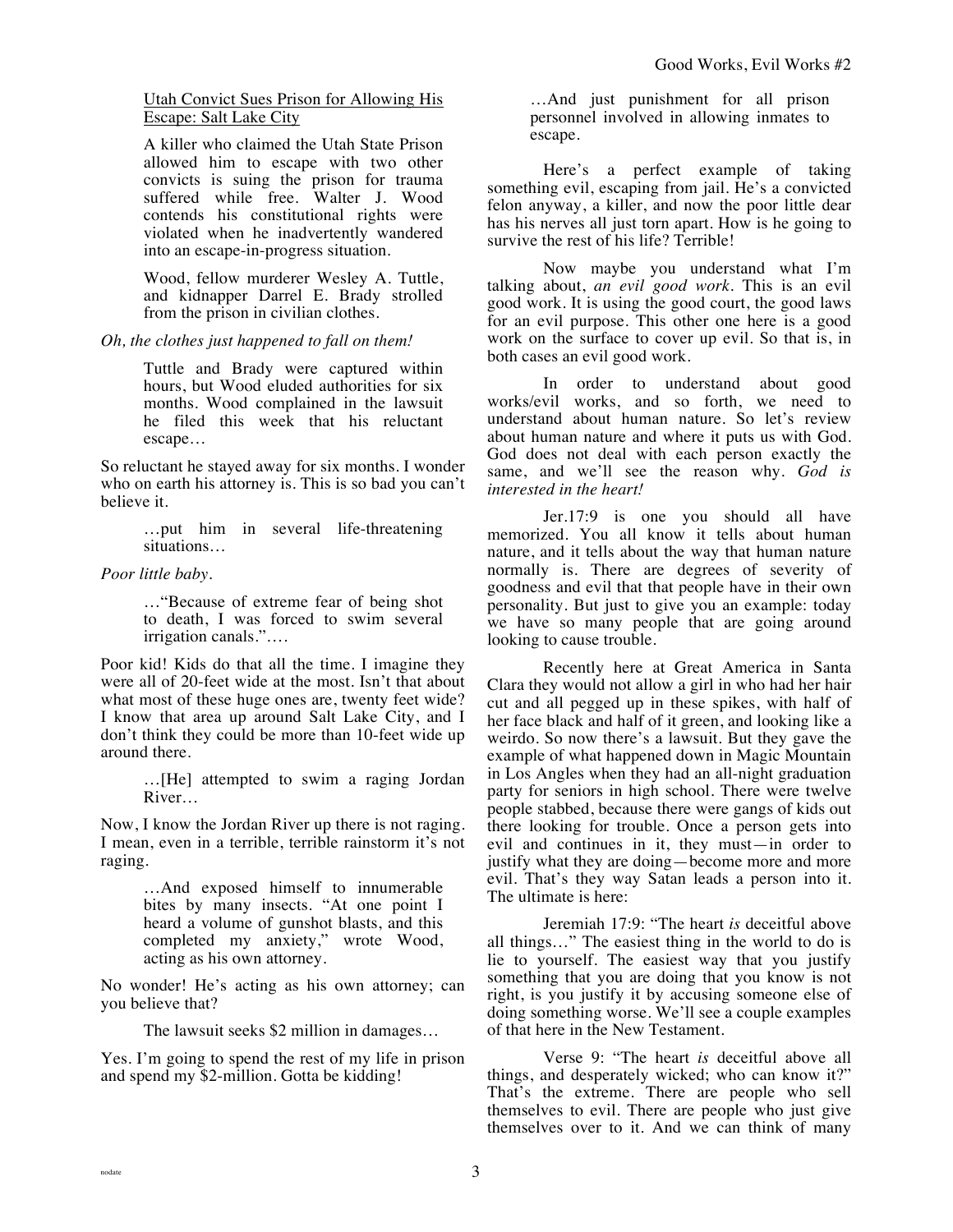Utah Convict Sues Prison for Allowing His Escape: Salt Lake City

> A killer who claimed the Utah State Prison allowed him to escape with two other convicts is suing the prison for trauma suffered while free. Walter J. Wood contends his constitutional rights were violated when he inadvertently wandered into an escape-in-progress situation.
>
> Wood, fellow murderer Wesley A. Tuttle, and kidnapper Darrel E. Brady strolled from the prison in civilian clothes.

*Oh, the clothes just happened to fall on them!*

> Tuttle and Brady were captured within hours, but Wood eluded authorities for six months. Wood complained in the lawsuit he filed this week that his reluctant escape…

So reluctant he stayed away for six months. I wonder who on earth his attorney is. This is so bad you can't believe it.

> …put him in several life-threatening situations…

*Poor little baby.*

> …"Because of extreme fear of being shot to death, I was forced to swim several irrigation canals."….

Poor kid! Kids do that all the time. I imagine they were all of 20-feet wide at the most. Isn't that about what most of these huge ones are, twenty feet wide? I know that area up around Salt Lake City, and I don't think they could be more than 10-feet wide up around there.

> …[He] attempted to swim a raging Jordan River…

Now, I know the Jordan River up there is not raging. I mean, even in a terrible, terrible rainstorm it's not raging.

> …And exposed himself to innumerable bites by many insects. "At one point I heard a volume of gunshot blasts, and this completed my anxiety," wrote Wood, acting as his own attorney.

No wonder! He's acting as his own attorney; can you believe that?

> The lawsuit seeks $2 million in damages…

Yes. I'm going to spend the rest of my life in prison and spend my $2-million. Gotta be kidding!

> …And just punishment for all prison personnel involved in allowing inmates to escape.

Here's a perfect example of taking something evil, escaping from jail. He's a convicted felon anyway, a killer, and now the poor little dear has his nerves all just torn apart. How is he going to survive the rest of his life? Terrible!

Now maybe you understand what I'm talking about, *an evil good work*. This is an evil good work. It is using the good court, the good laws for an evil purpose. This other one here is a good work on the surface to cover up evil. So that is, in both cases an evil good work.

In order to understand about good works/evil works, and so forth, we need to understand about human nature. So let's review about human nature and where it puts us with God. God does not deal with each person exactly the same, and we'll see the reason why. *God is interested in the heart!*

Jer.17:9 is one you should all have memorized. You all know it tells about human nature, and it tells about the way that human nature normally is. There are degrees of severity of goodness and evil that that people have in their own personality. But just to give you an example: today we have so many people that are going around looking to cause trouble.

Recently here at Great America in Santa Clara they would not allow a girl in who had her hair cut and all pegged up in these spikes, with half of her face black and half of it green, and looking like a weirdo. So now there's a lawsuit. But they gave the example of what happened down in Magic Mountain in Los Angles when they had an all-night graduation party for seniors in high school. There were twelve people stabbed, because there were gangs of kids out there looking for trouble. Once a person gets into evil and continues in it, they must—in order to justify what they are doing—become more and more evil. That's they way Satan leads a person into it. The ultimate is here:

Jeremiah 17:9: "The heart *is* deceitful above all things…" The easiest thing in the world to do is lie to yourself. The easiest way that you justify something that you are doing that you know is not right, is you justify it by accusing someone else of doing something worse. We'll see a couple examples of that here in the New Testament.

Verse 9: "The heart *is* deceitful above all things, and desperately wicked; who can know it?" That's the extreme. There are people who sell themselves to evil. There are people who just give themselves over to it. And we can think of many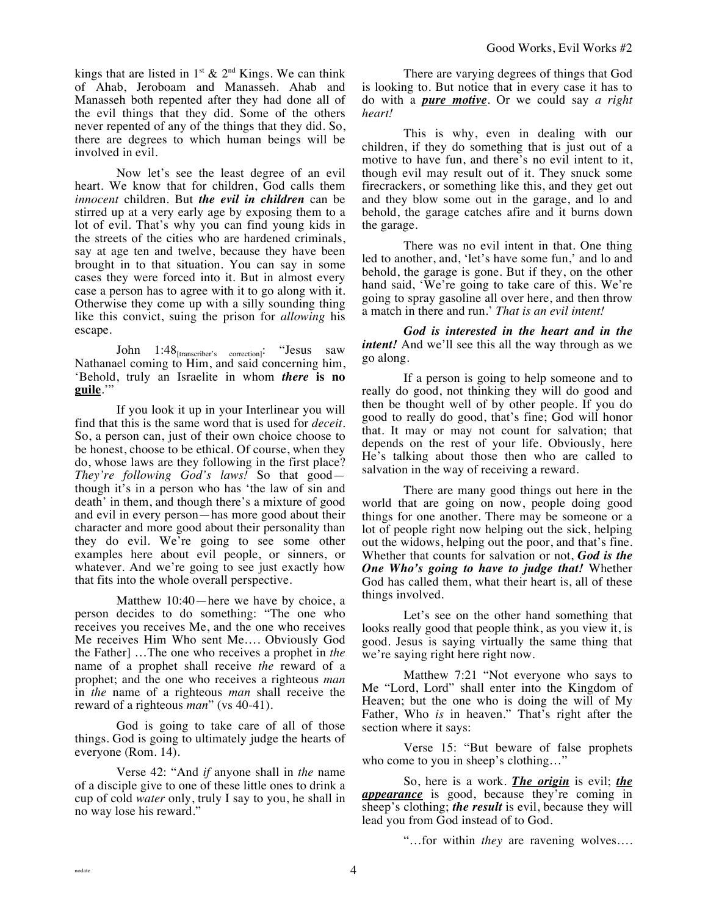kings that are listed in 1st & 2nd Kings. We can think of Ahab, Jeroboam and Manasseh. Ahab and Manasseh both repented after they had done all of the evil things that they did. Some of the others never repented of any of the things that they did. So, there are degrees to which human beings will be involved in evil.

Now let's see the least degree of an evil heart. We know that for children, God calls them *innocent* children. But ***the evil in children*** can be stirred up at a very early age by exposing them to a lot of evil. That's why you can find young kids in the streets of the cities who are hardened criminals, say at age ten and twelve, because they have been brought in to that situation. You can say in some cases they were forced into it. But in almost every case a person has to agree with it to go along with it. Otherwise they come up with a silly sounding thing like this convict, suing the prison for *allowing* his escape.

John 1:48[transcriber's correction]: "Jesus saw Nathanael coming to Him, and said concerning him, 'Behold, truly an Israelite in whom ***there*** **is no** **guile**.'"

If you look it up in your Interlinear you will find that this is the same word that is used for *deceit*. So, a person can, just of their own choice choose to be honest, choose to be ethical. Of course, when they do, whose laws are they following in the first place? *They're following God's laws!* So that good—though it's in a person who has 'the law of sin and death' in them, and though there's a mixture of good and evil in every person—has more good about their character and more good about their personality than they do evil. We're going to see some other examples here about evil people, or sinners, or whatever. And we're going to see just exactly how that fits into the whole overall perspective.

Matthew 10:40—here we have by choice, a person decides to do something: "The one who receives you receives Me, and the one who receives Me receives Him Who sent Me…. Obviously God the Father] …The one who receives a prophet in *the* name of a prophet shall receive *the* reward of a prophet; and the one who receives a righteous *man* in *the* name of a righteous *man* shall receive the reward of a righteous *man*" (vs 40-41).

God is going to take care of all of those things. God is going to ultimately judge the hearts of everyone (Rom. 14).

Verse 42: "And *if* anyone shall in *the* name of a disciple give to one of these little ones to drink a cup of cold *water* only, truly I say to you, he shall in no way lose his reward."

There are varying degrees of things that God is looking to. But notice that in every case it has to do with a ***pure motive***. Or we could say *a right heart!*

This is why, even in dealing with our children, if they do something that is just out of a motive to have fun, and there's no evil intent to it, though evil may result out of it. They snuck some firecrackers, or something like this, and they get out and they blow some out in the garage, and lo and behold, the garage catches afire and it burns down the garage.

There was no evil intent in that. One thing led to another, and, 'let's have some fun,' and lo and behold, the garage is gone. But if they, on the other hand said, 'We're going to take care of this. We're going to spray gasoline all over here, and then throw a match in there and run.' *That is an evil intent!*

***God is interested in the heart and in the intent!*** And we'll see this all the way through as we go along.

If a person is going to help someone and to really do good, not thinking they will do good and then be thought well of by other people. If you do good to really do good, that's fine; God will honor that. It may or may not count for salvation; that depends on the rest of your life. Obviously, here He's talking about those then who are called to salvation in the way of receiving a reward.

There are many good things out here in the world that are going on now, people doing good things for one another. There may be someone or a lot of people right now helping out the sick, helping out the widows, helping out the poor, and that's fine. Whether that counts for salvation or not, ***God is the One Who's going to have to judge that!*** Whether God has called them, what their heart is, all of these things involved.

Let's see on the other hand something that looks really good that people think, as you view it, is good. Jesus is saying virtually the same thing that we're saying right here right now.

Matthew 7:21 "Not everyone who says to Me "Lord, Lord" shall enter into the Kingdom of Heaven; but the one who is doing the will of My Father, Who *is* in heaven." That's right after the section where it says:

Verse 15: "But beware of false prophets who come to you in sheep's clothing…"

So, here is a work. ***The origin*** is evil; ***the appearance*** is good, because they're coming in sheep's clothing; ***the result*** is evil, because they will lead you from God instead of to God.

"…for within *they* are ravening wolves….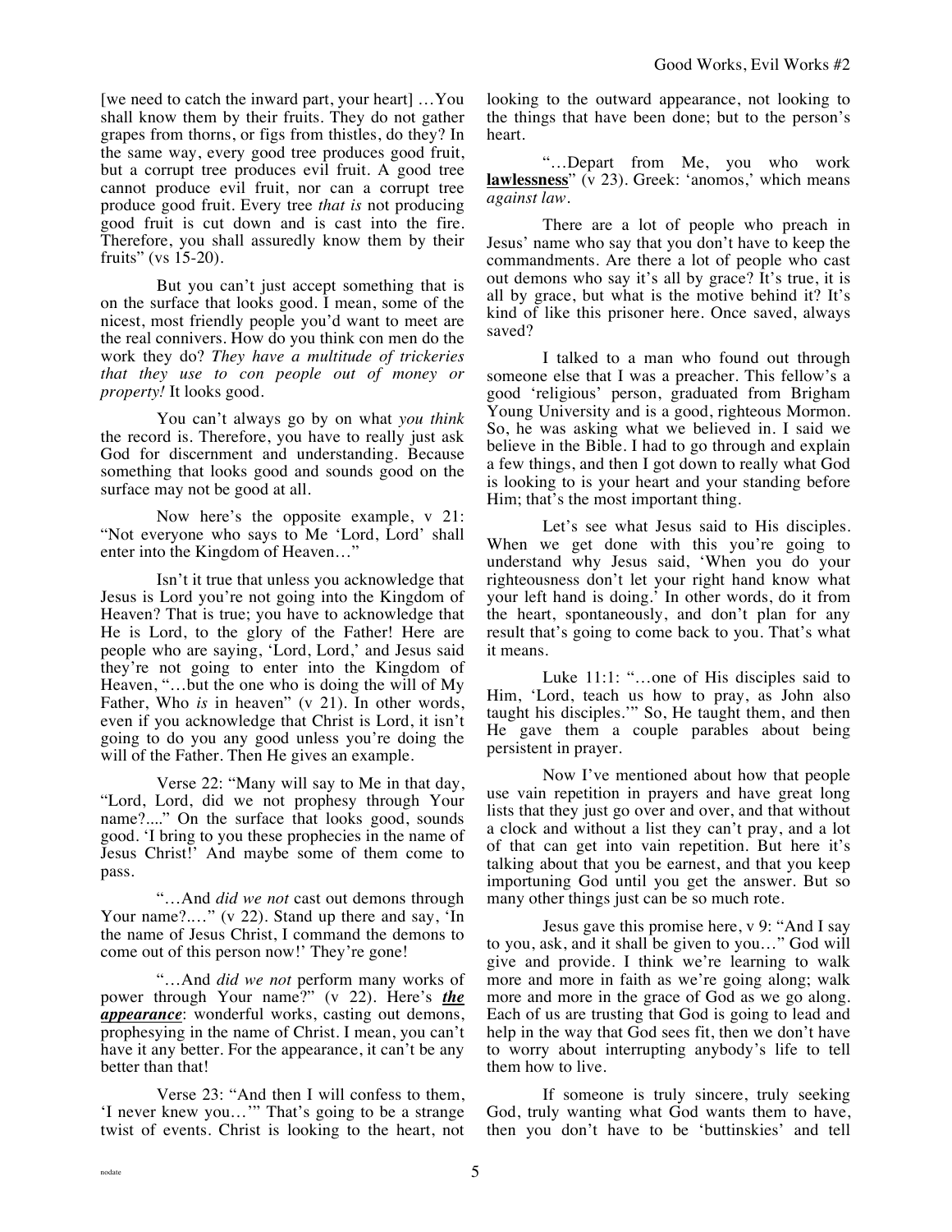[we need to catch the inward part, your heart] …You shall know them by their fruits. They do not gather grapes from thorns, or figs from thistles, do they? In the same way, every good tree produces good fruit, but a corrupt tree produces evil fruit. A good tree cannot produce evil fruit, nor can a corrupt tree produce good fruit. Every tree *that is* not producing good fruit is cut down and is cast into the fire. Therefore, you shall assuredly know them by their fruits" (vs 15-20).

But you can't just accept something that is on the surface that looks good. I mean, some of the nicest, most friendly people you'd want to meet are the real connivers. How do you think con men do the work they do? *They have a multitude of trickeries that they use to con people out of money or property!* It looks good.

You can't always go by on what *you think* the record is. Therefore, you have to really just ask God for discernment and understanding. Because something that looks good and sounds good on the surface may not be good at all.

Now here's the opposite example, v 21: "Not everyone who says to Me 'Lord, Lord' shall enter into the Kingdom of Heaven…"

Isn't it true that unless you acknowledge that Jesus is Lord you're not going into the Kingdom of Heaven? That is true; you have to acknowledge that He is Lord, to the glory of the Father! Here are people who are saying, 'Lord, Lord,' and Jesus said they're not going to enter into the Kingdom of Heaven, "…but the one who is doing the will of My Father, Who *is* in heaven" (v 21). In other words, even if you acknowledge that Christ is Lord, it isn't going to do you any good unless you're doing the will of the Father. Then He gives an example.

Verse 22: "Many will say to Me in that day, "Lord, Lord, did we not prophesy through Your name?...." On the surface that looks good, sounds good. 'I bring to you these prophecies in the name of Jesus Christ!' And maybe some of them come to pass.

"…And *did we not* cast out demons through Your name?.…" (v 22). Stand up there and say, 'In the name of Jesus Christ, I command the demons to come out of this person now!' They're gone!

"…And *did we not* perform many works of power through Your name?" (v 22). Here's ***the appearance***: wonderful works, casting out demons, prophesying in the name of Christ. I mean, you can't have it any better. For the appearance, it can't be any better than that!

Verse 23: "And then I will confess to them, 'I never knew you…'" That's going to be a strange twist of events. Christ is looking to the heart, not looking to the outward appearance, not looking to the things that have been done; but to the person's heart.

"…Depart from Me, you who work **lawlessness**" (v 23). Greek: 'anomos,' which means *against law*.

There are a lot of people who preach in Jesus' name who say that you don't have to keep the commandments. Are there a lot of people who cast out demons who say it's all by grace? It's true, it is all by grace, but what is the motive behind it? It's kind of like this prisoner here. Once saved, always saved?

I talked to a man who found out through someone else that I was a preacher. This fellow's a good 'religious' person, graduated from Brigham Young University and is a good, righteous Mormon. So, he was asking what we believed in. I said we believe in the Bible. I had to go through and explain a few things, and then I got down to really what God is looking to is your heart and your standing before Him; that's the most important thing.

Let's see what Jesus said to His disciples. When we get done with this you're going to understand why Jesus said, 'When you do your righteousness don't let your right hand know what your left hand is doing.' In other words, do it from the heart, spontaneously, and don't plan for any result that's going to come back to you. That's what it means.

Luke 11:1: "…one of His disciples said to Him, 'Lord, teach us how to pray, as John also taught his disciples.'" So, He taught them, and then He gave them a couple parables about being persistent in prayer.

Now I've mentioned about how that people use vain repetition in prayers and have great long lists that they just go over and over, and that without a clock and without a list they can't pray, and a lot of that can get into vain repetition. But here it's talking about that you be earnest, and that you keep importuning God until you get the answer. But so many other things just can be so much rote.

Jesus gave this promise here, v 9: "And I say to you, ask, and it shall be given to you…" God will give and provide. I think we're learning to walk more and more in faith as we're going along; walk more and more in the grace of God as we go along. Each of us are trusting that God is going to lead and help in the way that God sees fit, then we don't have to worry about interrupting anybody's life to tell them how to live.

If someone is truly sincere, truly seeking God, truly wanting what God wants them to have, then you don't have to be 'buttinskies' and tell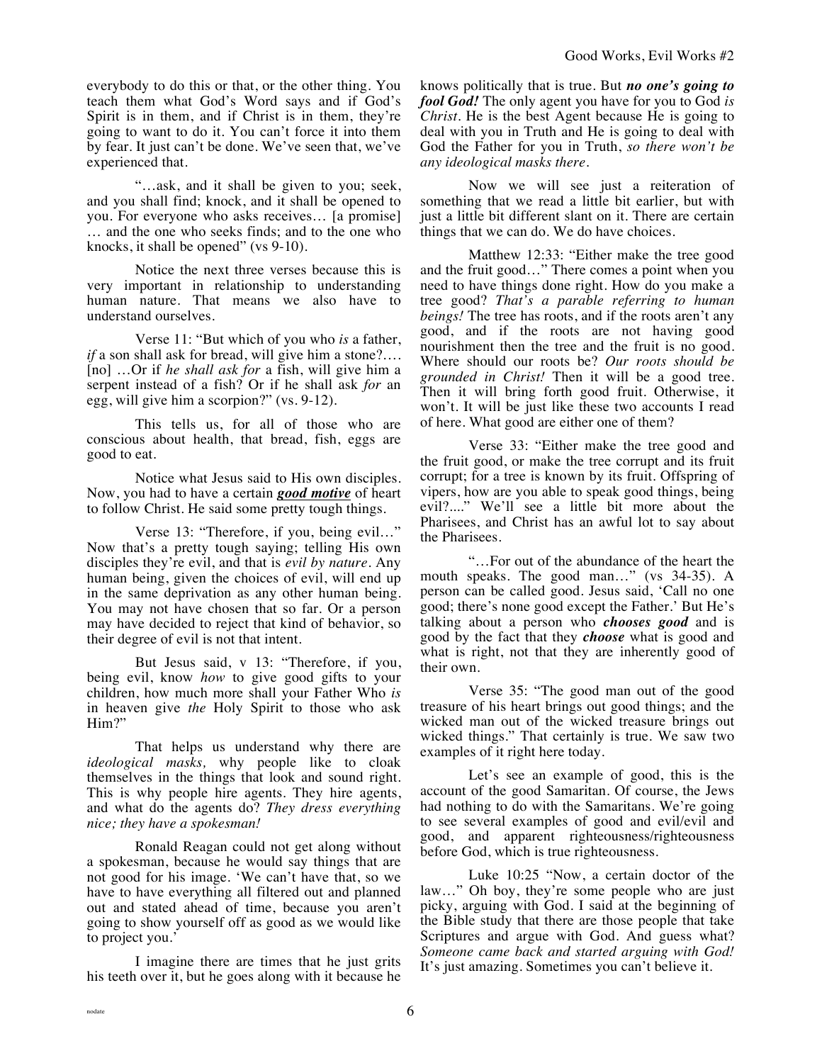everybody to do this or that, or the other thing. You teach them what God's Word says and if God's Spirit is in them, and if Christ is in them, they're going to want to do it. You can't force it into them by fear. It just can't be done. We've seen that, we've experienced that.

"…ask, and it shall be given to you; seek, and you shall find; knock, and it shall be opened to you. For everyone who asks receives… [a promise] … and the one who seeks finds; and to the one who knocks, it shall be opened" (vs 9-10).

Notice the next three verses because this is very important in relationship to understanding human nature. That means we also have to understand ourselves.

Verse 11: "But which of you who *is* a father, *if* a son shall ask for bread, will give him a stone?…. [no] …Or if *he shall ask for* a fish, will give him a serpent instead of a fish? Or if he shall ask *for* an egg, will give him a scorpion?" (vs. 9-12).

This tells us, for all of those who are conscious about health, that bread, fish, eggs are good to eat.

Notice what Jesus said to His own disciples. Now, you had to have a certain ***good motive*** of heart to follow Christ. He said some pretty tough things.

Verse 13: "Therefore, if you, being evil…" Now that's a pretty tough saying; telling His own disciples they're evil, and that is *evil by nature*. Any human being, given the choices of evil, will end up in the same deprivation as any other human being. You may not have chosen that so far. Or a person may have decided to reject that kind of behavior, so their degree of evil is not that intent.

But Jesus said, v 13: "Therefore, if you, being evil, know *how* to give good gifts to your children, how much more shall your Father Who *is* in heaven give *the* Holy Spirit to those who ask Him?"

That helps us understand why there are *ideological masks,* why people like to cloak themselves in the things that look and sound right. This is why people hire agents. They hire agents, and what do the agents do? *They dress everything nice; they have a spokesman!*

Ronald Reagan could not get along without a spokesman, because he would say things that are not good for his image. 'We can't have that, so we have to have everything all filtered out and planned out and stated ahead of time, because you aren't going to show yourself off as good as we would like to project you.'

I imagine there are times that he just grits his teeth over it, but he goes along with it because he knows politically that is true. But ***no one's going to fool God!*** The only agent you have for you to God *is Christ*. He is the best Agent because He is going to deal with you in Truth and He is going to deal with God the Father for you in Truth, *so there won't be any ideological masks there*.

Now we will see just a reiteration of something that we read a little bit earlier, but with just a little bit different slant on it. There are certain things that we can do. We do have choices.

Matthew 12:33: "Either make the tree good and the fruit good…" There comes a point when you need to have things done right. How do you make a tree good? *That's a parable referring to human beings!* The tree has roots, and if the roots aren't any good, and if the roots are not having good nourishment then the tree and the fruit is no good. Where should our roots be? *Our roots should be grounded in Christ!* Then it will be a good tree. Then it will bring forth good fruit. Otherwise, it won't. It will be just like these two accounts I read of here. What good are either one of them?

Verse 33: "Either make the tree good and the fruit good, or make the tree corrupt and its fruit corrupt; for a tree is known by its fruit. Offspring of vipers, how are you able to speak good things, being evil?...." We'll see a little bit more about the Pharisees, and Christ has an awful lot to say about the Pharisees.

"…For out of the abundance of the heart the mouth speaks. The good man…" (vs 34-35). A person can be called good. Jesus said, 'Call no one good; there's none good except the Father.' But He's talking about a person who ***chooses good*** and is good by the fact that they ***choose*** what is good and what is right, not that they are inherently good of their own.

Verse 35: "The good man out of the good treasure of his heart brings out good things; and the wicked man out of the wicked treasure brings out wicked things." That certainly is true. We saw two examples of it right here today.

Let's see an example of good, this is the account of the good Samaritan. Of course, the Jews had nothing to do with the Samaritans. We're going to see several examples of good and evil/evil and good, and apparent righteousness/righteousness before God, which is true righteousness.

Luke 10:25 "Now, a certain doctor of the law…" Oh boy, they're some people who are just picky, arguing with God. I said at the beginning of the Bible study that there are those people that take Scriptures and argue with God. And guess what? *Someone came back and started arguing with God!* It's just amazing. Sometimes you can't believe it.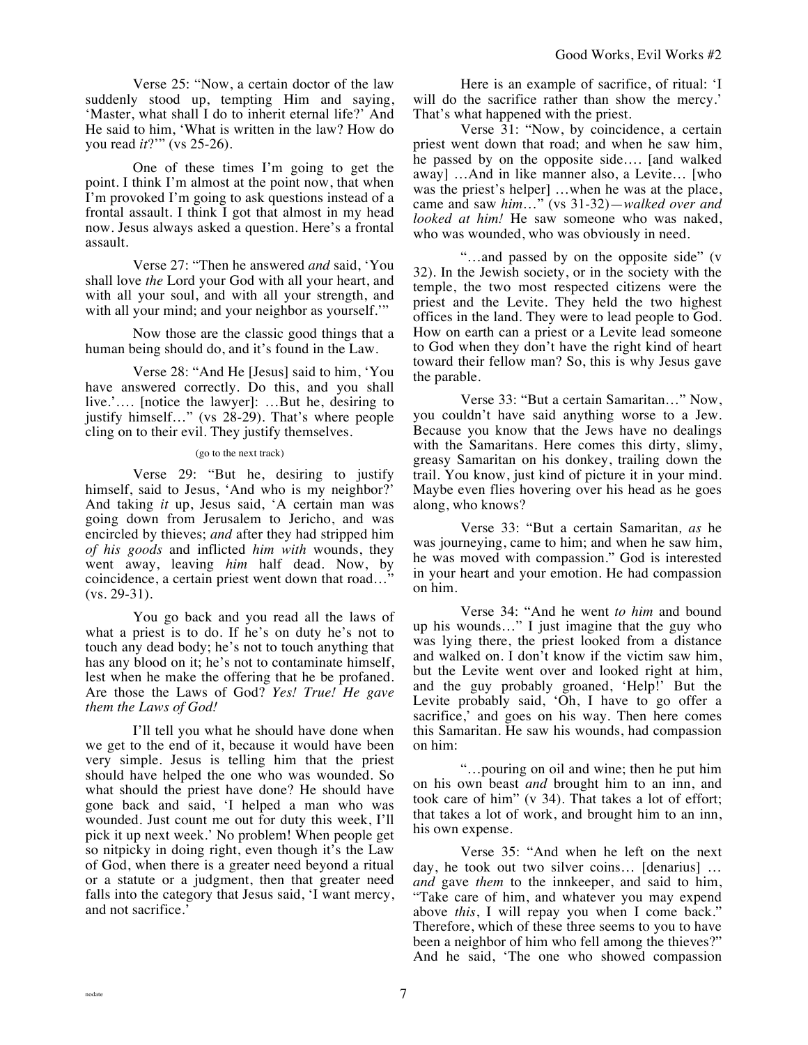Verse 25: "Now, a certain doctor of the law suddenly stood up, tempting Him and saying, 'Master, what shall I do to inherit eternal life?' And He said to him, 'What is written in the law? How do you read *it*?'" (vs 25-26).

One of these times I'm going to get the point. I think I'm almost at the point now, that when I'm provoked I'm going to ask questions instead of a frontal assault. I think I got that almost in my head now. Jesus always asked a question. Here's a frontal assault.

Verse 27: "Then he answered *and* said, 'You shall love *the* Lord your God with all your heart, and with all your soul, and with all your strength, and with all your mind; and your neighbor as yourself.'"

Now those are the classic good things that a human being should do, and it's found in the Law.

Verse 28: "And He [Jesus] said to him, 'You have answered correctly. Do this, and you shall live.'…. [notice the lawyer]: …But he, desiring to justify himself…" (vs 28-29). That's where people cling on to their evil. They justify themselves.

(go to the next track)

Verse 29: "But he, desiring to justify himself, said to Jesus, 'And who is my neighbor?' And taking *it* up, Jesus said, 'A certain man was going down from Jerusalem to Jericho, and was encircled by thieves; *and* after they had stripped him *of his goods* and inflicted *him with* wounds, they went away, leaving *him* half dead. Now, by coincidence, a certain priest went down that road…" (vs. 29-31).

You go back and you read all the laws of what a priest is to do. If he's on duty he's not to touch any dead body; he's not to touch anything that has any blood on it; he's not to contaminate himself, lest when he make the offering that he be profaned. Are those the Laws of God? *Yes! True! He gave them the Laws of God!*

I'll tell you what he should have done when we get to the end of it, because it would have been very simple. Jesus is telling him that the priest should have helped the one who was wounded. So what should the priest have done? He should have gone back and said, 'I helped a man who was wounded. Just count me out for duty this week, I'll pick it up next week.' No problem! When people get so nitpicky in doing right, even though it's the Law of God, when there is a greater need beyond a ritual or a statute or a judgment, then that greater need falls into the category that Jesus said, 'I want mercy, and not sacrifice.'

Here is an example of sacrifice, of ritual: 'I will do the sacrifice rather than show the mercy.' That's what happened with the priest.

Verse 31: "Now, by coincidence, a certain priest went down that road; and when he saw him, he passed by on the opposite side…. [and walked away] …And in like manner also, a Levite… [who was the priest's helper] …when he was at the place, came and saw *him*…" (vs 31-32)—*walked over and looked at him!* He saw someone who was naked, who was wounded, who was obviously in need.

"…and passed by on the opposite side" (v 32). In the Jewish society, or in the society with the temple, the two most respected citizens were the priest and the Levite. They held the two highest offices in the land. They were to lead people to God. How on earth can a priest or a Levite lead someone to God when they don't have the right kind of heart toward their fellow man? So, this is why Jesus gave the parable.

Verse 33: "But a certain Samaritan…" Now, you couldn't have said anything worse to a Jew. Because you know that the Jews have no dealings with the Samaritans. Here comes this dirty, slimy, greasy Samaritan on his donkey, trailing down the trail. You know, just kind of picture it in your mind. Maybe even flies hovering over his head as he goes along, who knows?

Verse 33: "But a certain Samaritan*, as* he was journeying, came to him; and when he saw him, he was moved with compassion." God is interested in your heart and your emotion. He had compassion on him.

Verse 34: "And he went *to him* and bound up his wounds…" I just imagine that the guy who was lying there, the priest looked from a distance and walked on. I don't know if the victim saw him, but the Levite went over and looked right at him, and the guy probably groaned, 'Help!' But the Levite probably said, 'Oh, I have to go offer a sacrifice,' and goes on his way. Then here comes this Samaritan. He saw his wounds, had compassion on him:

"…pouring on oil and wine; then he put him on his own beast *and* brought him to an inn, and took care of him" (v 34). That takes a lot of effort; that takes a lot of work, and brought him to an inn, his own expense.

Verse 35: "And when he left on the next day, he took out two silver coins… [denarius] … *and* gave *them* to the innkeeper, and said to him, "Take care of him, and whatever you may expend above *this*, I will repay you when I come back." Therefore, which of these three seems to you to have been a neighbor of him who fell among the thieves?" And he said, 'The one who showed compassion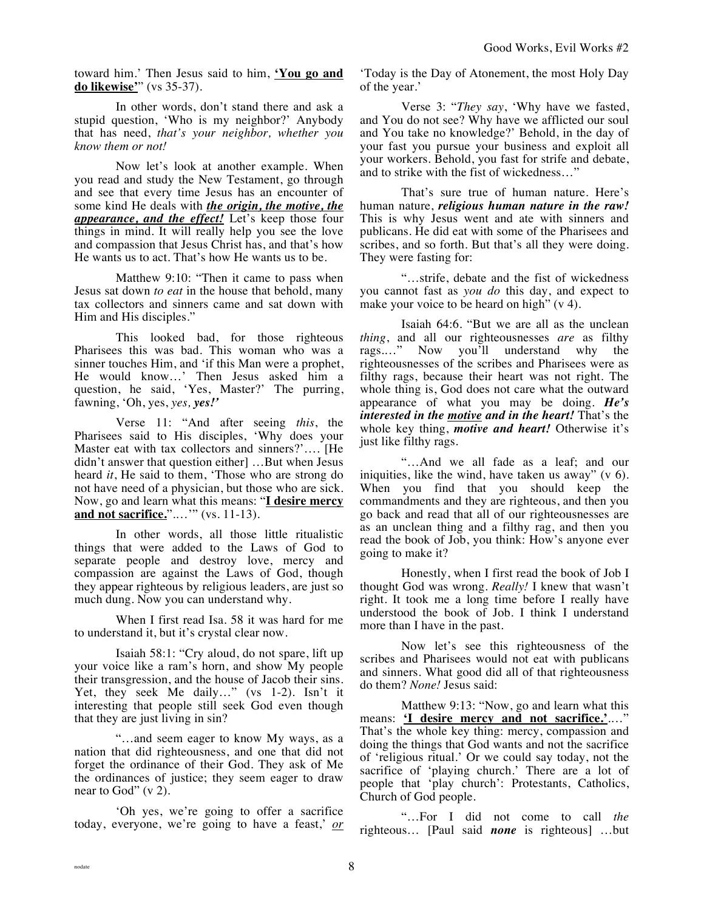toward him.' Then Jesus said to him, **<u>'You go and do likewise'</u>**" (vs 35-37).

In other words, don't stand there and ask a stupid question, 'Who is my neighbor?' Anybody that has need, *that's your neighbor, whether you know them or not!*

Now let's look at another example. When you read and study the New Testament, go through and see that every time Jesus has an encounter of some kind He deals with ***<u>the origin, the motive, the appearance, and the effect!</u>*** Let's keep those four things in mind. It will really help you see the love and compassion that Jesus Christ has, and that's how He wants us to act. That's how He wants us to be.

Matthew 9:10: "Then it came to pass when Jesus sat down *to eat* in the house that behold, many tax collectors and sinners came and sat down with Him and His disciples."

This looked bad, for those righteous Pharisees this was bad. This woman who was a sinner touches Him, and 'if this Man were a prophet, He would know…' Then Jesus asked him a question, he said, 'Yes, Master?' The purring, fawning, 'Oh, yes, *yes, **yes!'***

Verse 11: "And after seeing *this*, the Pharisees said to His disciples, 'Why does your Master eat with tax collectors and sinners?'…. [He didn't answer that question either] …But when Jesus heard *it*, He said to them, 'Those who are strong do not have need of a physician, but those who are sick. Now, go and learn what this means: "**<u>I desire mercy and not sacrifice.</u>**"….'" (vs. 11-13).

In other words, all those little ritualistic things that were added to the Laws of God to separate people and destroy love, mercy and compassion are against the Laws of God, though they appear righteous by religious leaders, are just so much dung. Now you can understand why.

When I first read Isa. 58 it was hard for me to understand it, but it's crystal clear now.

Isaiah 58:1: "Cry aloud, do not spare, lift up your voice like a ram's horn, and show My people their transgression, and the house of Jacob their sins. Yet, they seek Me daily…" (vs 1-2). Isn't it interesting that people still seek God even though that they are just living in sin?

"…and seem eager to know My ways, as a nation that did righteousness, and one that did not forget the ordinance of their God. They ask of Me the ordinances of justice; they seem eager to draw near to God" (v 2).

'Oh yes, we're going to offer a sacrifice today, everyone, we're going to have a feast,' *<u>or</u>* 'Today is the Day of Atonement, the most Holy Day of the year.'

Verse 3: "*They say*, 'Why have we fasted, and You do not see? Why have we afflicted our soul and You take no knowledge?' Behold, in the day of your fast you pursue your business and exploit all your workers. Behold, you fast for strife and debate, and to strike with the fist of wickedness…"

That's sure true of human nature. Here's human nature, ***religious human nature in the raw!*** This is why Jesus went and ate with sinners and publicans. He did eat with some of the Pharisees and scribes, and so forth. But that's all they were doing. They were fasting for:

"…strife, debate and the fist of wickedness you cannot fast as *you do* this day, and expect to make your voice to be heard on high" (v 4).

Isaiah 64:6. "But we are all as the unclean *thing*, and all our righteousnesses *are* as filthy rags.…" Now you'll understand why the righteousnesses of the scribes and Pharisees were as filthy rags, because their heart was not right. The whole thing is, God does not care what the outward appearance of what you may be doing. ***He's interested in the <u>motive</u> and in the heart!*** That's the whole key thing, ***motive and heart!*** Otherwise it's just like filthy rags.

"…And we all fade as a leaf; and our iniquities, like the wind, have taken us away" (v 6). When you find that you should keep the commandments and they are righteous, and then you go back and read that all of our righteousnesses are as an unclean thing and a filthy rag, and then you read the book of Job, you think: How's anyone ever going to make it?

Honestly, when I first read the book of Job I thought God was wrong. *Really!* I knew that wasn't right. It took me a long time before I really have understood the book of Job. I think I understand more than I have in the past.

Now let's see this righteousness of the scribes and Pharisees would not eat with publicans and sinners. What good did all of that righteousness do them? *None!* Jesus said:

Matthew 9:13: "Now, go and learn what this means: **<u>'I desire mercy and not sacrifice.'</u>**…." That's the whole key thing: mercy, compassion and doing the things that God wants and not the sacrifice of 'religious ritual.' Or we could say today, not the sacrifice of 'playing church.' There are a lot of people that 'play church': Protestants, Catholics, Church of God people.

"…For I did not come to call *the* righteous… [Paul said ***none*** is righteous] …but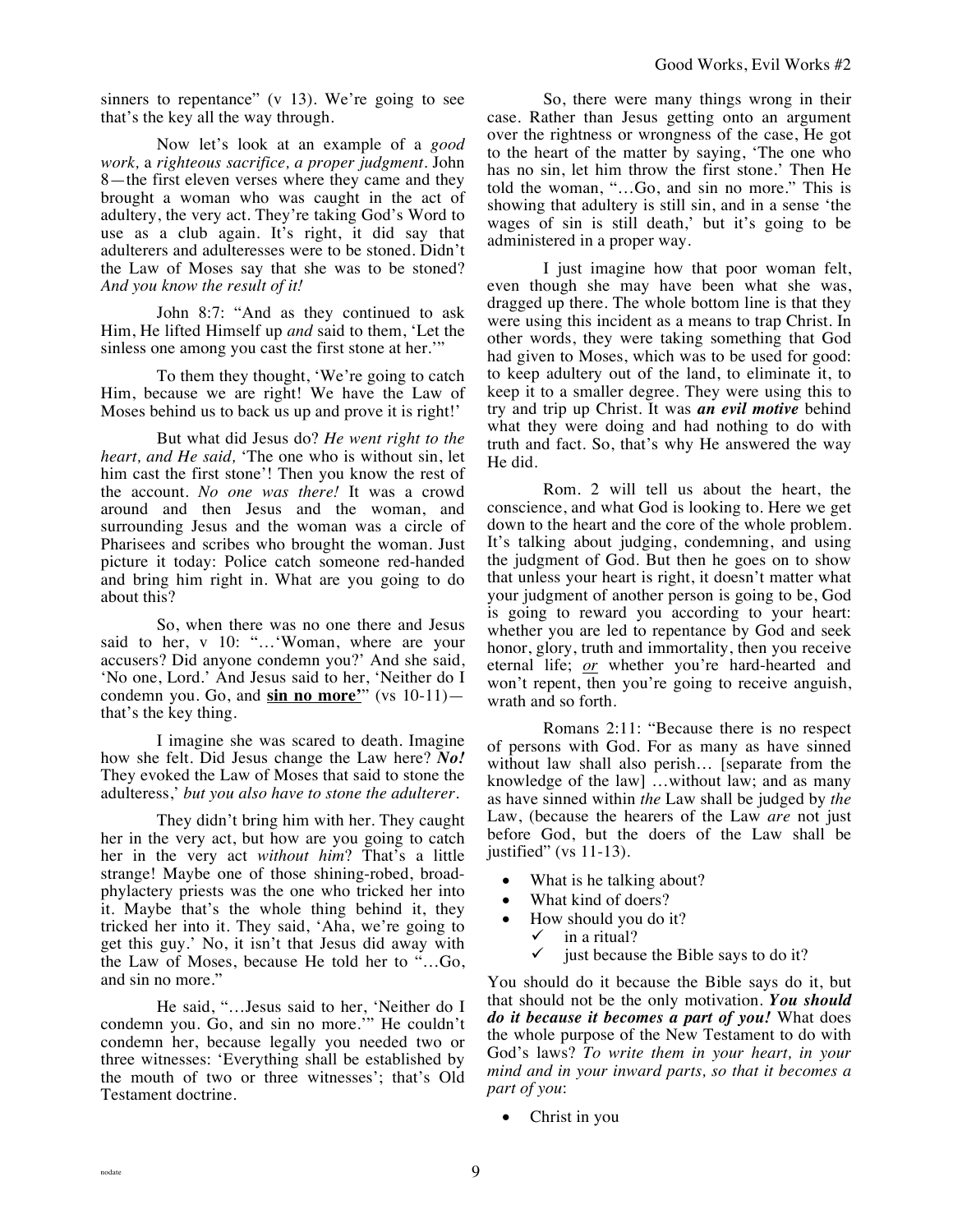sinners to repentance" (v 13). We're going to see that's the key all the way through.

Now let's look at an example of a *good work,* a *righteous sacrifice, a proper judgment*. John 8—the first eleven verses where they came and they brought a woman who was caught in the act of adultery, the very act. They're taking God's Word to use as a club again. It's right, it did say that adulterers and adulteresses were to be stoned. Didn't the Law of Moses say that she was to be stoned? *And you know the result of it!*

John 8:7: "And as they continued to ask Him, He lifted Himself up *and* said to them, 'Let the sinless one among you cast the first stone at her.'"

To them they thought, 'We're going to catch Him, because we are right! We have the Law of Moses behind us to back us up and prove it is right!'

But what did Jesus do? *He went right to the heart, and He said,* 'The one who is without sin, let him cast the first stone'! Then you know the rest of the account. *No one was there!* It was a crowd around and then Jesus and the woman, and surrounding Jesus and the woman was a circle of Pharisees and scribes who brought the woman. Just picture it today: Police catch someone red-handed and bring him right in. What are you going to do about this?

So, when there was no one there and Jesus said to her, v 10: "…'Woman, where are your accusers? Did anyone condemn you?' And she said, 'No one, Lord.' And Jesus said to her, 'Neither do I condemn you. Go, and **<u>sin no more</u>**'" (vs 10-11)—that's the key thing.

I imagine she was scared to death. Imagine how she felt. Did Jesus change the Law here? ***No!*** They evoked the Law of Moses that said to stone the adulteress,' *but you also have to stone the adulterer*.

They didn't bring him with her. They caught her in the very act, but how are you going to catch her in the very act *without him*? That's a little strange! Maybe one of those shining-robed, broad-phylactery priests was the one who tricked her into it. Maybe that's the whole thing behind it, they tricked her into it. They said, 'Aha, we're going to get this guy.' No, it isn't that Jesus did away with the Law of Moses, because He told her to "…Go, and sin no more."

He said, "…Jesus said to her, 'Neither do I condemn you. Go, and sin no more.'" He couldn't condemn her, because legally you needed two or three witnesses: 'Everything shall be established by the mouth of two or three witnesses'; that's Old Testament doctrine.

So, there were many things wrong in their case. Rather than Jesus getting onto an argument over the rightness or wrongness of the case, He got to the heart of the matter by saying, 'The one who has no sin, let him throw the first stone.' Then He told the woman, "…Go, and sin no more." This is showing that adultery is still sin, and in a sense 'the wages of sin is still death,' but it's going to be administered in a proper way.

I just imagine how that poor woman felt, even though she may have been what she was, dragged up there. The whole bottom line is that they were using this incident as a means to trap Christ. In other words, they were taking something that God had given to Moses, which was to be used for good: to keep adultery out of the land, to eliminate it, to keep it to a smaller degree. They were using this to try and trip up Christ. It was ***an evil motive*** behind what they were doing and had nothing to do with truth and fact. So, that's why He answered the way He did.

Rom. 2 will tell us about the heart, the conscience, and what God is looking to. Here we get down to the heart and the core of the whole problem. It's talking about judging, condemning, and using the judgment of God. But then he goes on to show that unless your heart is right, it doesn't matter what your judgment of another person is going to be, God is going to reward you according to your heart: whether you are led to repentance by God and seek honor, glory, truth and immortality, then you receive eternal life; <u>*or*</u> whether you're hard-hearted and won't repent, then you're going to receive anguish, wrath and so forth.

Romans 2:11: "Because there is no respect of persons with God. For as many as have sinned without law shall also perish… [separate from the knowledge of the law] …without law; and as many as have sinned within *the* Law shall be judged by *the* Law, (because the hearers of the Law *are* not just before God, but the doers of the Law shall be justified" (vs 11-13).

- What is he talking about?
- What kind of doers?
- How should you do it?
  - ✓ in a ritual?
  - ✓ just because the Bible says to do it?

You should do it because the Bible says do it, but that should not be the only motivation. ***You should do it because it becomes a part of you!*** What does the whole purpose of the New Testament to do with God's laws? *To write them in your heart, in your mind and in your inward parts, so that it becomes a part of you*:

- Christ in you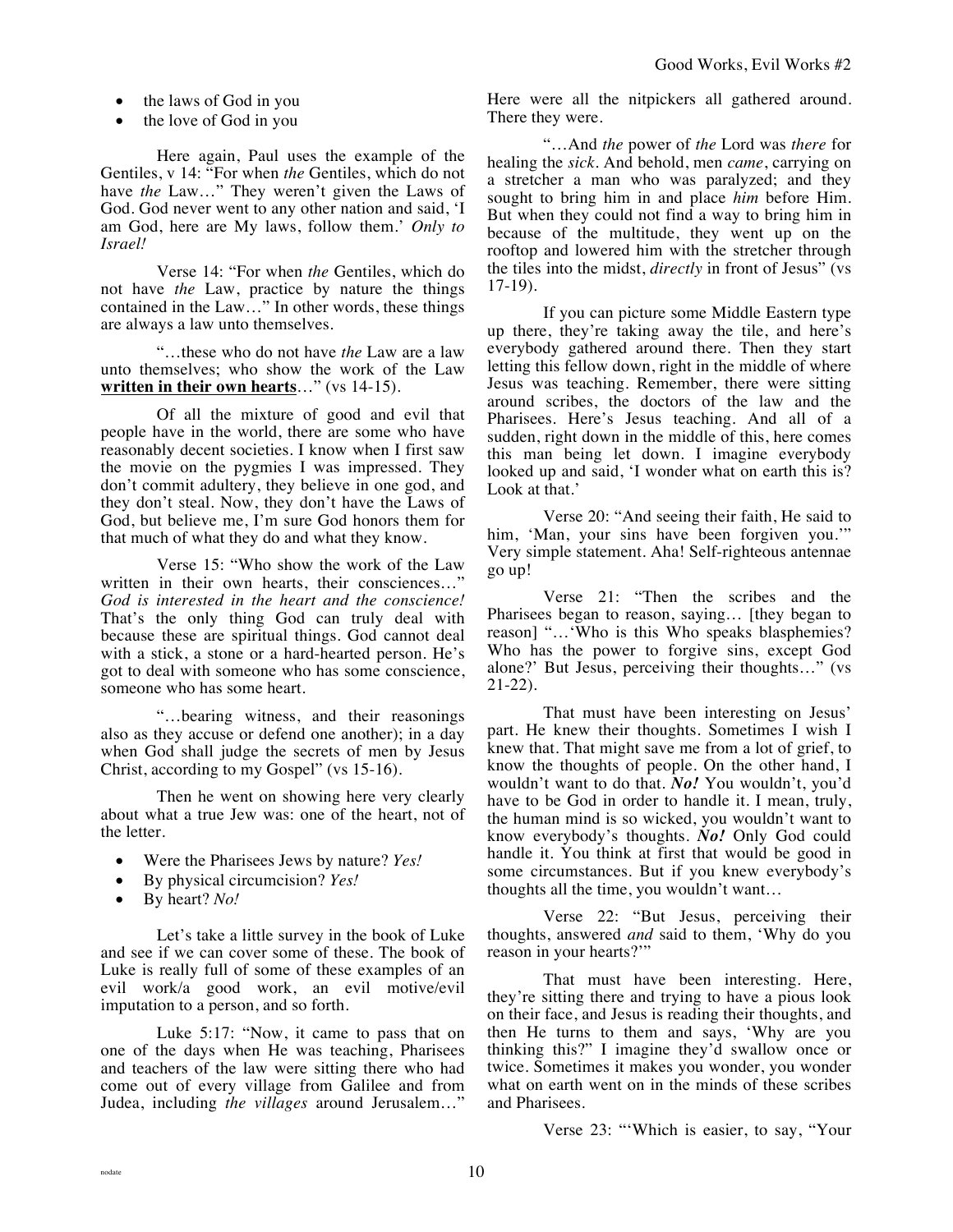- the laws of God in you
- the love of God in you

Here again, Paul uses the example of the Gentiles, v 14: "For when *the* Gentiles, which do not have *the* Law…" They weren't given the Laws of God. God never went to any other nation and said, 'I am God, here are My laws, follow them.' *Only to Israel!*

Verse 14: "For when *the* Gentiles, which do not have *the* Law, practice by nature the things contained in the Law…" In other words, these things are always a law unto themselves.

"…these who do not have *the* Law are a law unto themselves; who show the work of the Law **written in their own hearts**…" (vs 14-15).

Of all the mixture of good and evil that people have in the world, there are some who have reasonably decent societies. I know when I first saw the movie on the pygmies I was impressed. They don't commit adultery, they believe in one god, and they don't steal. Now, they don't have the Laws of God, but believe me, I'm sure God honors them for that much of what they do and what they know.

Verse 15: "Who show the work of the Law written in their own hearts, their consciences…" *God is interested in the heart and the conscience!* That's the only thing God can truly deal with because these are spiritual things. God cannot deal with a stick, a stone or a hard-hearted person. He's got to deal with someone who has some conscience, someone who has some heart.

"…bearing witness, and their reasonings also as they accuse or defend one another); in a day when God shall judge the secrets of men by Jesus Christ, according to my Gospel" (vs 15-16).

Then he went on showing here very clearly about what a true Jew was: one of the heart, not of the letter.

- Were the Pharisees Jews by nature? *Yes!*
- By physical circumcision? *Yes!*
- By heart? *No!*

Let's take a little survey in the book of Luke and see if we can cover some of these. The book of Luke is really full of some of these examples of an evil work/a good work, an evil motive/evil imputation to a person, and so forth.

Luke 5:17: "Now, it came to pass that on one of the days when He was teaching, Pharisees and teachers of the law were sitting there who had come out of every village from Galilee and from Judea, including *the villages* around Jerusalem…" Here were all the nitpickers all gathered around. There they were.

"…And *the* power of *the* Lord was *there* for healing the *sick*. And behold, men *came*, carrying on a stretcher a man who was paralyzed; and they sought to bring him in and place *him* before Him. But when they could not find a way to bring him in because of the multitude, they went up on the rooftop and lowered him with the stretcher through the tiles into the midst, *directly* in front of Jesus" (vs 17-19).

If you can picture some Middle Eastern type up there, they're taking away the tile, and here's everybody gathered around there. Then they start letting this fellow down, right in the middle of where Jesus was teaching. Remember, there were sitting around scribes, the doctors of the law and the Pharisees. Here's Jesus teaching. And all of a sudden, right down in the middle of this, here comes this man being let down. I imagine everybody looked up and said, 'I wonder what on earth this is? Look at that.'

Verse 20: "And seeing their faith, He said to him, 'Man, your sins have been forgiven you.'" Very simple statement. Aha! Self-righteous antennae go up!

Verse 21: "Then the scribes and the Pharisees began to reason, saying… [they began to reason] "…'Who is this Who speaks blasphemies? Who has the power to forgive sins, except God alone?' But Jesus, perceiving their thoughts…" (vs 21-22).

That must have been interesting on Jesus' part. He knew their thoughts. Sometimes I wish I knew that. That might save me from a lot of grief, to know the thoughts of people. On the other hand, I wouldn't want to do that. ***No!*** You wouldn't, you'd have to be God in order to handle it. I mean, truly, the human mind is so wicked, you wouldn't want to know everybody's thoughts. ***No!*** Only God could handle it. You think at first that would be good in some circumstances. But if you knew everybody's thoughts all the time, you wouldn't want…

Verse 22: "But Jesus, perceiving their thoughts, answered *and* said to them, 'Why do you reason in your hearts?'"

That must have been interesting. Here, they're sitting there and trying to have a pious look on their face, and Jesus is reading their thoughts, and then He turns to them and says, 'Why are you thinking this?" I imagine they'd swallow once or twice. Sometimes it makes you wonder, you wonder what on earth went on in the minds of these scribes and Pharisees.

Verse 23: "'Which is easier, to say, "Your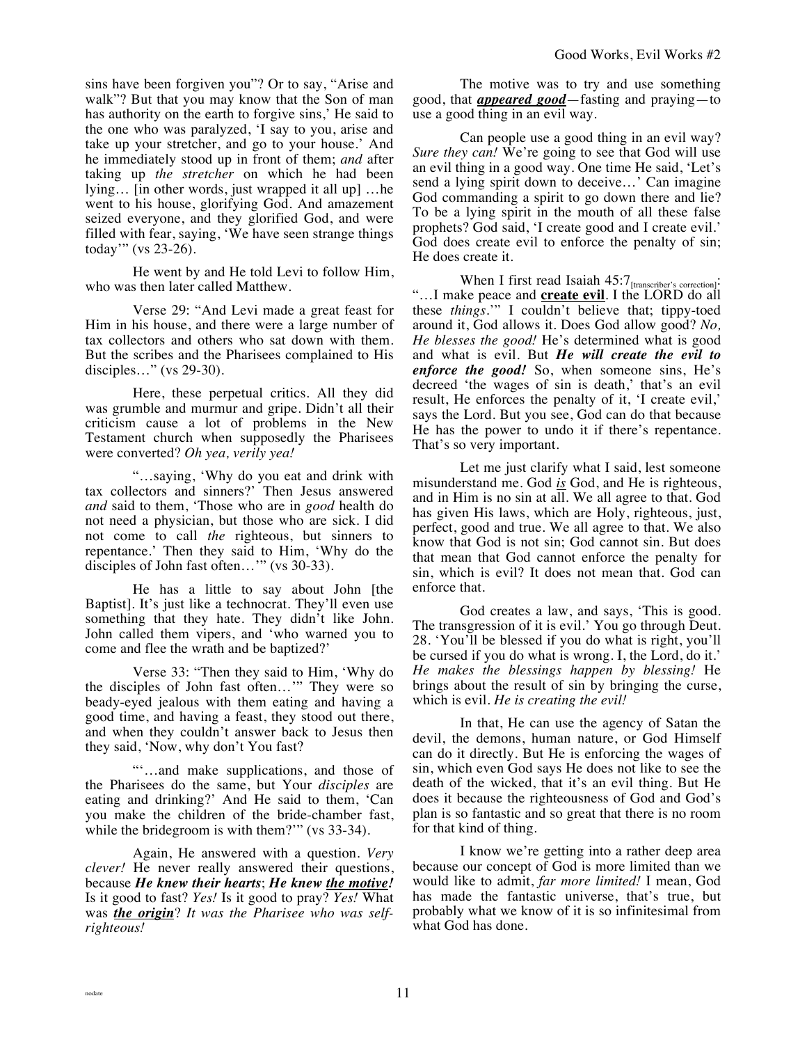sins have been forgiven you"? Or to say, "Arise and walk"? But that you may know that the Son of man has authority on the earth to forgive sins,' He said to the one who was paralyzed, 'I say to you, arise and take up your stretcher, and go to your house.' And he immediately stood up in front of them; *and* after taking up *the stretcher* on which he had been lying… [in other words, just wrapped it all up] …he went to his house, glorifying God. And amazement seized everyone, and they glorified God, and were filled with fear, saying, 'We have seen strange things today'" (vs 23-26).

He went by and He told Levi to follow Him, who was then later called Matthew.

Verse 29: "And Levi made a great feast for Him in his house, and there were a large number of tax collectors and others who sat down with them. But the scribes and the Pharisees complained to His disciples…" (vs 29-30).

Here, these perpetual critics. All they did was grumble and murmur and gripe. Didn't all their criticism cause a lot of problems in the New Testament church when supposedly the Pharisees were converted? *Oh yea, verily yea!*

"…saying, 'Why do you eat and drink with tax collectors and sinners?' Then Jesus answered *and* said to them, 'Those who are in *good* health do not need a physician, but those who are sick. I did not come to call *the* righteous, but sinners to repentance.' Then they said to Him, 'Why do the disciples of John fast often…'" (vs 30-33).

He has a little to say about John [the Baptist]. It's just like a technocrat. They'll even use something that they hate. They didn't like John. John called them vipers, and 'who warned you to come and flee the wrath and be baptized?'

Verse 33: "Then they said to Him, 'Why do the disciples of John fast often…'" They were so beady-eyed jealous with them eating and having a good time, and having a feast, they stood out there, and when they couldn't answer back to Jesus then they said, 'Now, why don't You fast?

"'…and make supplications, and those of the Pharisees do the same, but Your *disciples* are eating and drinking?' And He said to them, 'Can you make the children of the bride-chamber fast, while the bridegroom is with them?'" (vs 33-34).

Again, He answered with a question. *Very clever!* He never really answered their questions, because ***He knew their hearts***; ***He knew <u>the motive</u>!*** Is it good to fast? *Yes!* Is it good to pray? *Yes!* What was ***<u>the origin</u>***? *It was the Pharisee who was self-righteous!*

The motive was to try and use something good, that ***<u>appeared good</u>***—fasting and praying—to use a good thing in an evil way.

Can people use a good thing in an evil way? *Sure they can!* We're going to see that God will use an evil thing in a good way. One time He said, 'Let's send a lying spirit down to deceive…' Can imagine God commanding a spirit to go down there and lie? To be a lying spirit in the mouth of all these false prophets? God said, 'I create good and I create evil.' God does create evil to enforce the penalty of sin; He does create it.

When I first read Isaiah 45:7[transcriber's correction]: "…I make peace and **<u>create evil</u>**. I the LORD do all these *things*.'" I couldn't believe that; tippy-toed around it, God allows it. Does God allow good? *No, He blesses the good!* He's determined what is good and what is evil. But ***He will create the evil to enforce the good!*** So, when someone sins, He's decreed 'the wages of sin is death,' that's an evil result, He enforces the penalty of it, 'I create evil,' says the Lord. But you see, God can do that because He has the power to undo it if there's repentance. That's so very important.

Let me just clarify what I said, lest someone misunderstand me. God *<u>is</u>* God, and He is righteous, and in Him is no sin at all. We all agree to that. God has given His laws, which are Holy, righteous, just, perfect, good and true. We all agree to that. We also know that God is not sin; God cannot sin. But does that mean that God cannot enforce the penalty for sin, which is evil? It does not mean that. God can enforce that.

God creates a law, and says, 'This is good. The transgression of it is evil.' You go through Deut. 28. 'You'll be blessed if you do what is right, you'll be cursed if you do what is wrong. I, the Lord, do it.' *He makes the blessings happen by blessing!* He brings about the result of sin by bringing the curse, which is evil. *He is creating the evil!*

In that, He can use the agency of Satan the devil, the demons, human nature, or God Himself can do it directly. But He is enforcing the wages of sin, which even God says He does not like to see the death of the wicked, that it's an evil thing. But He does it because the righteousness of God and God's plan is so fantastic and so great that there is no room for that kind of thing.

I know we're getting into a rather deep area because our concept of God is more limited than we would like to admit, *far more limited!* I mean, God has made the fantastic universe, that's true, but probably what we know of it is so infinitesimal from what God has done.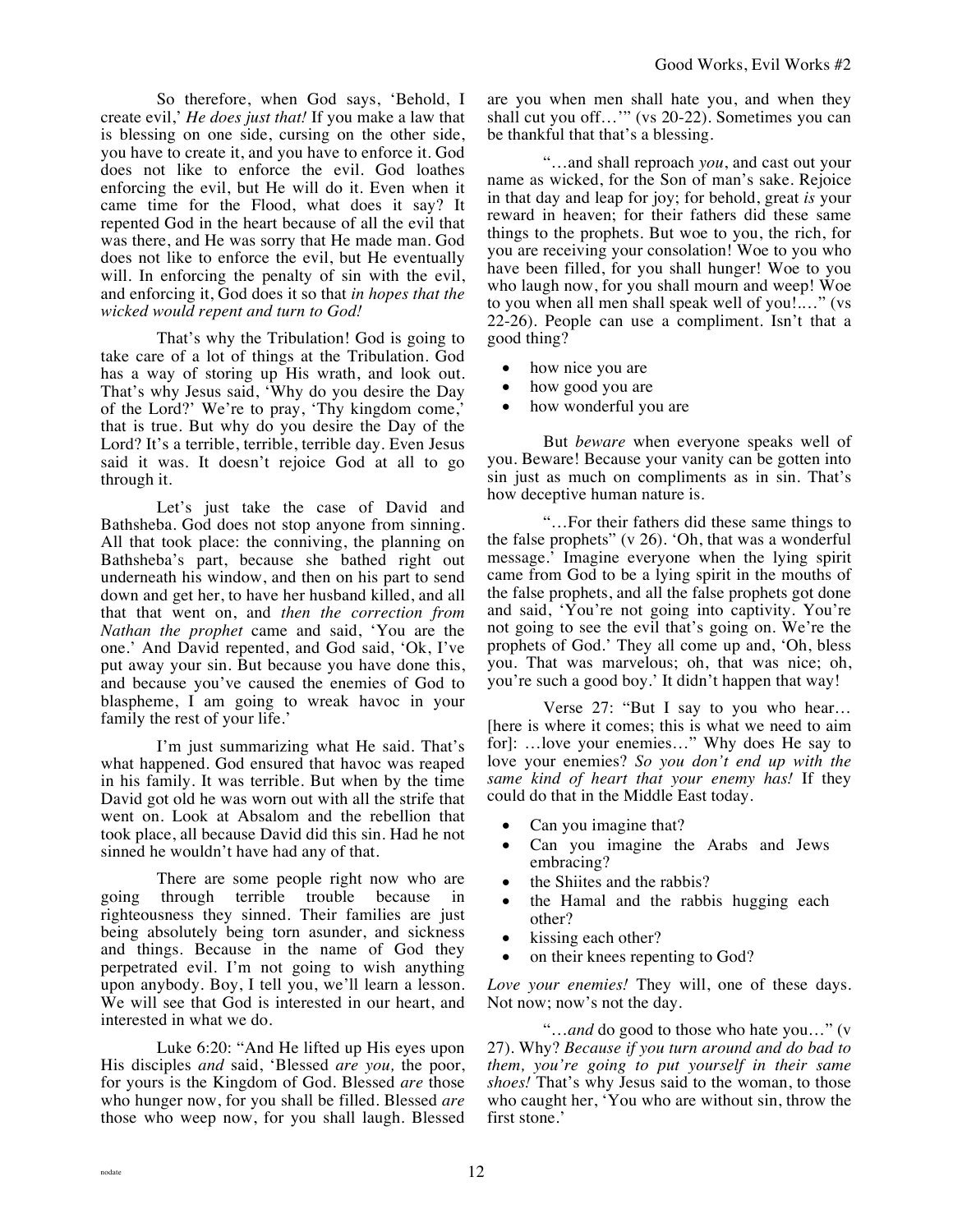So therefore, when God says, 'Behold, I create evil,' *He does just that!* If you make a law that is blessing on one side, cursing on the other side, you have to create it, and you have to enforce it. God does not like to enforce the evil. God loathes enforcing the evil, but He will do it. Even when it came time for the Flood, what does it say? It repented God in the heart because of all the evil that was there, and He was sorry that He made man. God does not like to enforce the evil, but He eventually will. In enforcing the penalty of sin with the evil, and enforcing it, God does it so that *in hopes that the wicked would repent and turn to God!*

That's why the Tribulation! God is going to take care of a lot of things at the Tribulation. God has a way of storing up His wrath, and look out. That's why Jesus said, 'Why do you desire the Day of the Lord?' We're to pray, 'Thy kingdom come,' that is true. But why do you desire the Day of the Lord? It's a terrible, terrible, terrible day. Even Jesus said it was. It doesn't rejoice God at all to go through it.

Let's just take the case of David and Bathsheba. God does not stop anyone from sinning. All that took place: the conniving, the planning on Bathsheba's part, because she bathed right out underneath his window, and then on his part to send down and get her, to have her husband killed, and all that that went on, and *then the correction from Nathan the prophet* came and said, 'You are the one.' And David repented, and God said, 'Ok, I've put away your sin. But because you have done this, and because you've caused the enemies of God to blaspheme, I am going to wreak havoc in your family the rest of your life.'

I'm just summarizing what He said. That's what happened. God ensured that havoc was reaped in his family. It was terrible. But when by the time David got old he was worn out with all the strife that went on. Look at Absalom and the rebellion that took place, all because David did this sin. Had he not sinned he wouldn't have had any of that.

There are some people right now who are going through terrible trouble because in righteousness they sinned. Their families are just being absolutely being torn asunder, and sickness and things. Because in the name of God they perpetrated evil. I'm not going to wish anything upon anybody. Boy, I tell you, we'll learn a lesson. We will see that God is interested in our heart, and interested in what we do.

Luke 6:20: "And He lifted up His eyes upon His disciples *and* said, 'Blessed *are you,* the poor, for yours is the Kingdom of God. Blessed *are* those who hunger now, for you shall be filled. Blessed *are* those who weep now, for you shall laugh. Blessed are you when men shall hate you, and when they shall cut you off…'" (vs 20-22). Sometimes you can be thankful that that's a blessing.

"…and shall reproach *you*, and cast out your name as wicked, for the Son of man's sake. Rejoice in that day and leap for joy; for behold, great *is* your reward in heaven; for their fathers did these same things to the prophets. But woe to you, the rich, for you are receiving your consolation! Woe to you who have been filled, for you shall hunger! Woe to you who laugh now, for you shall mourn and weep! Woe to you when all men shall speak well of you!…" (vs 22-26). People can use a compliment. Isn't that a good thing?

- how nice you are
- how good you are
- how wonderful you are

But *beware* when everyone speaks well of you. Beware! Because your vanity can be gotten into sin just as much on compliments as in sin. That's how deceptive human nature is.

"…For their fathers did these same things to the false prophets" (v 26). 'Oh, that was a wonderful message.' Imagine everyone when the lying spirit came from God to be a lying spirit in the mouths of the false prophets, and all the false prophets got done and said, 'You're not going into captivity. You're not going to see the evil that's going on. We're the prophets of God.' They all come up and, 'Oh, bless you. That was marvelous; oh, that was nice; oh, you're such a good boy.' It didn't happen that way!

Verse 27: "But I say to you who hear… [here is where it comes; this is what we need to aim for]: …love your enemies…" Why does He say to love your enemies? *So you don't end up with the same kind of heart that your enemy has!* If they could do that in the Middle East today.

- Can you imagine that?
- Can you imagine the Arabs and Jews embracing?
- the Shiites and the rabbis?
- the Hamal and the rabbis hugging each other?
- kissing each other?
- on their knees repenting to God?

*Love your enemies!* They will, one of these days. Not now; now's not the day.

"…*and* do good to those who hate you…" (v 27). Why? *Because if you turn around and do bad to them, you're going to put yourself in their same shoes!* That's why Jesus said to the woman, to those who caught her, 'You who are without sin, throw the first stone.'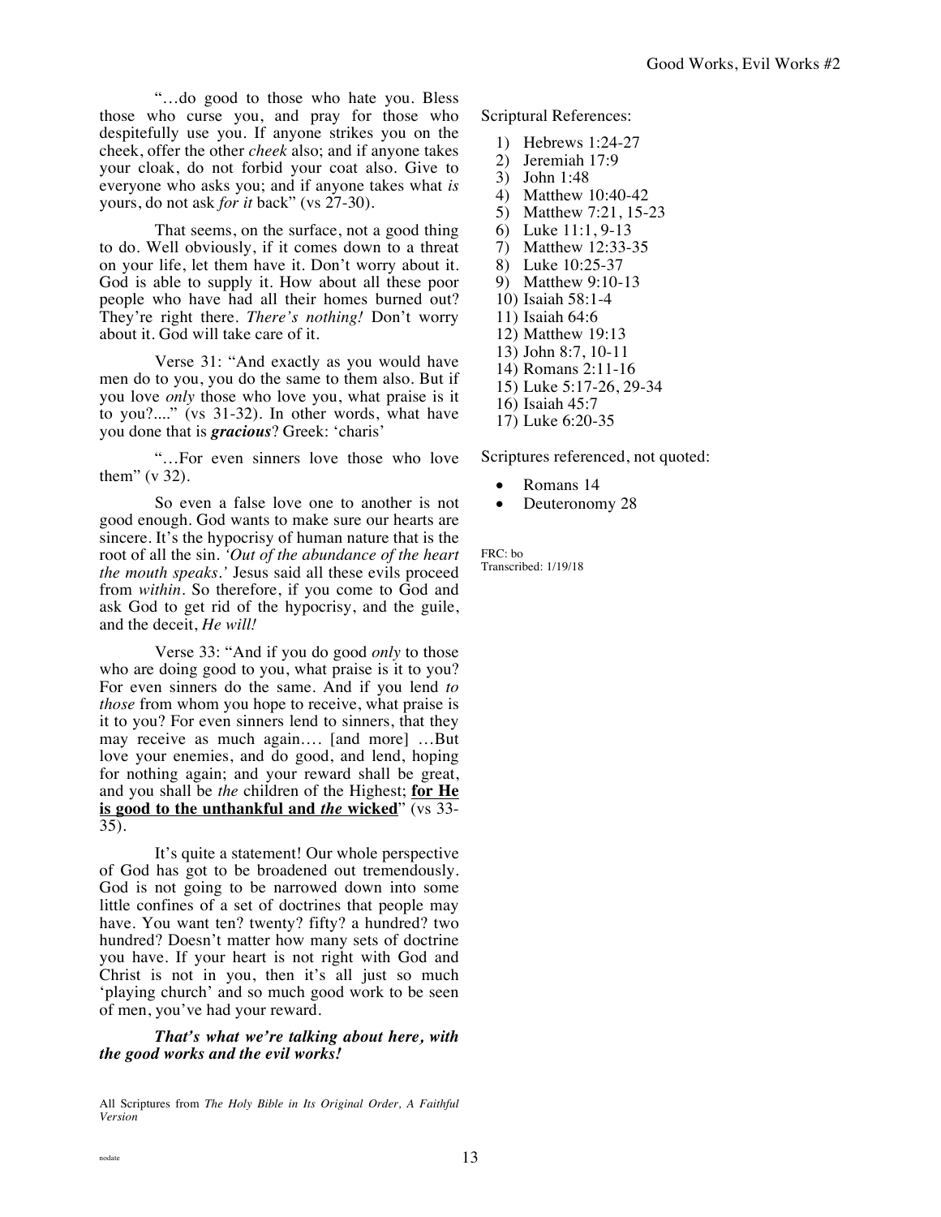"…do good to those who hate you. Bless those who curse you, and pray for those who despitefully use you. If anyone strikes you on the cheek, offer the other *cheek* also; and if anyone takes your cloak, do not forbid your coat also. Give to everyone who asks you; and if anyone takes what *is* yours, do not ask *for it* back" (vs 27-30).

That seems, on the surface, not a good thing to do. Well obviously, if it comes down to a threat on your life, let them have it. Don't worry about it. God is able to supply it. How about all these poor people who have had all their homes burned out? They're right there. *There's nothing!* Don't worry about it. God will take care of it.

Verse 31: "And exactly as you would have men do to you, you do the same to them also. But if you love *only* those who love you, what praise is it to you?...." (vs 31-32). In other words, what have you done that is ***gracious***? Greek: 'charis'

"…For even sinners love those who love them" (v 32).

So even a false love one to another is not good enough. God wants to make sure our hearts are sincere. It's the hypocrisy of human nature that is the root of all the sin. *'Out of the abundance of the heart the mouth speaks.'* Jesus said all these evils proceed from *within*. So therefore, if you come to God and ask God to get rid of the hypocrisy, and the guile, and the deceit, *He will!*

Verse 33: "And if you do good *only* to those who are doing good to you, what praise is it to you? For even sinners do the same. And if you lend *to those* from whom you hope to receive, what praise is it to you? For even sinners lend to sinners, that they may receive as much again…. [and more] …But love your enemies, and do good, and lend, hoping for nothing again; and your reward shall be great, and you shall be *the* children of the Highest; **<u>for He is good to the unthankful and *the* wicked</u>**" (vs 33-35).

It's quite a statement! Our whole perspective of God has got to be broadened out tremendously. God is not going to be narrowed down into some little confines of a set of doctrines that people may have. You want ten? twenty? fifty? a hundred? two hundred? Doesn't matter how many sets of doctrine you have. If your heart is not right with God and Christ is not in you, then it's all just so much 'playing church' and so much good work to be seen of men, you've had your reward.

***That's what we're talking about here, with the good works and the evil works!***

All Scriptures from *The Holy Bible in Its Original Order, A Faithful Version*

Scriptural References:

1) Hebrews 1:24-27
2) Jeremiah 17:9
3) John 1:48
4) Matthew 10:40-42
5) Matthew 7:21, 15-23
6) Luke 11:1, 9-13
7) Matthew 12:33-35
8) Luke 10:25-37
9) Matthew 9:10-13
10) Isaiah 58:1-4
11) Isaiah 64:6
12) Matthew 19:13
13) John 8:7, 10-11
14) Romans 2:11-16
15) Luke 5:17-26, 29-34
16) Isaiah 45:7
17) Luke 6:20-35

Scriptures referenced, not quoted:

- Romans 14
- Deuteronomy 28

FRC: bo
Transcribed: 1/19/18